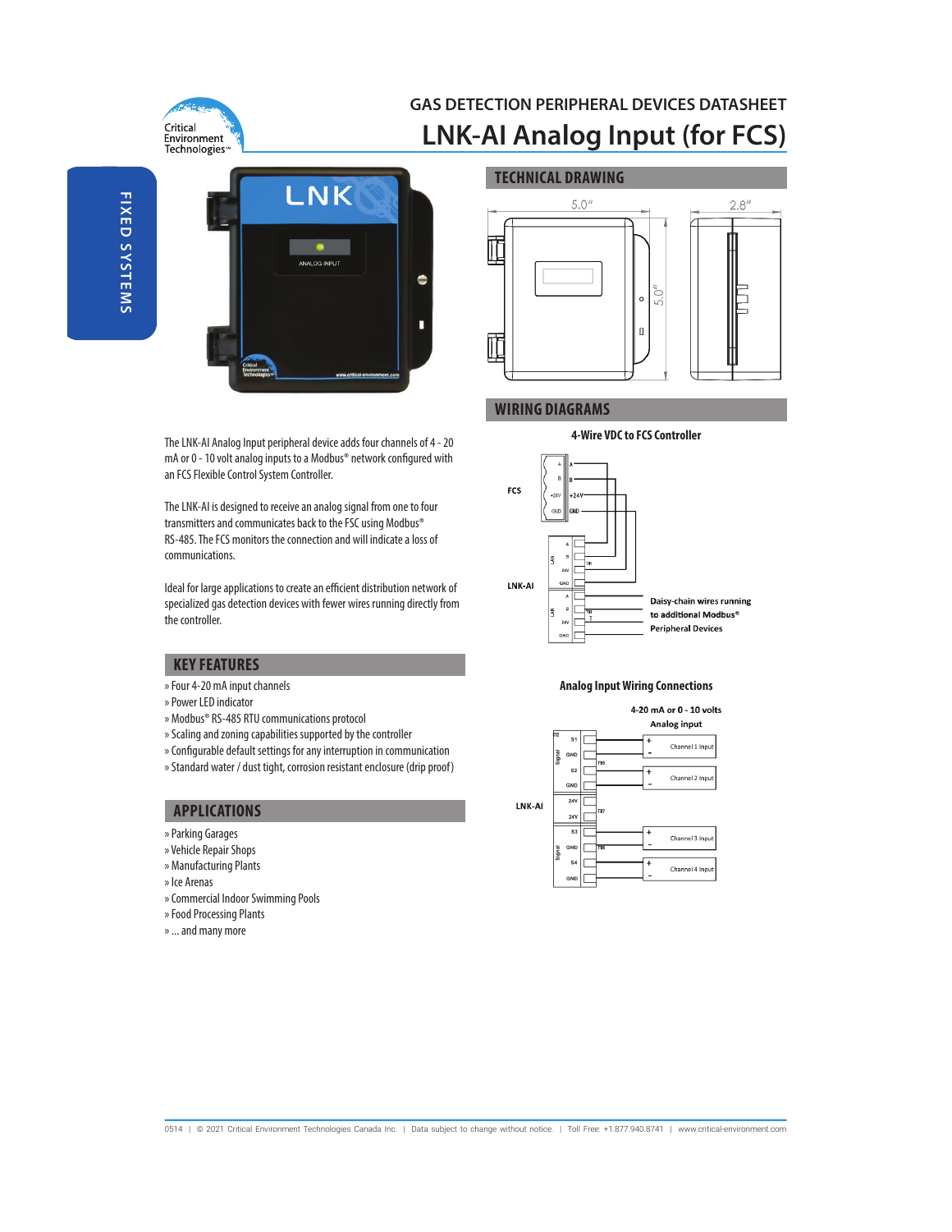# GAS DETECTION PERIPHERAL DEVICES DATASHEET

# LNK-AI Analog Input (for FCS)

FIXED SYSTEMS

The LNK-AI Analog Input peripheral device adds four channels of 4 - 20 mA or 0 - 10 volt analog inputs to a Modbus® network configured with an FCS Flexible Control System Controller.

The LNK-AI is designed to receive an analog signal from one to four transmitters and communicates back to the FSC using Modbus® RS-485. The FCS monitors the connection and will indicate a loss of communications.

Ideal for large applications to create an efficient distribution network of specialized gas detection devices with fewer wires running directly from the controller.

## KEY FEATURES

- » Four 4-20 mA input channels
- » Power LED indicator
- » Modbus® RS-485 RTU communications protocol
- » Scaling and zoning capabilities supported by the controller
- » Configurable default settings for any interruption in communication
- » Standard water / dust tight, corrosion resistant enclosure (drip proof)

## APPLICATIONS

- » Parking Garages
- » Vehicle Repair Shops
- » Manufacturing Plants
- » Ice Arenas
- » Commercial Indoor Swimming Pools
- » Food Processing Plants
- » ... and many more

## TECHNICAL DRAWING

5.0″ × 5.0″ × 2.8″

## WIRING DIAGRAMS

### 4-Wire VDC to FCS Controller

FCS: A, B, +24V, GND

LNK-AI: LAN A, B, 24V, GND (TB1); LAN A, B, 24V, GND (TB3)

Daisy-chain wires running to additional Modbus® Peripheral Devices

### Analog Input Wiring Connections

4-20 mA or 0 - 10 volts Analog input

LNK-AI:
- S1 / GND (TB5) — Channel 1 Input (+ / -)
- S2 / GND — Channel 2 Input (+ / -)
- 24V / 24V (TB7)
- S3 / GND (TB6) — Channel 3 Input (+ / -)
- S4 / GND — Channel 4 Input (+ / -)

0514 | © 2021 Critical Environment Technologies Canada Inc. | Data subject to change without notice. | Toll Free: +1.877.940.8741 | www.critical-environment.com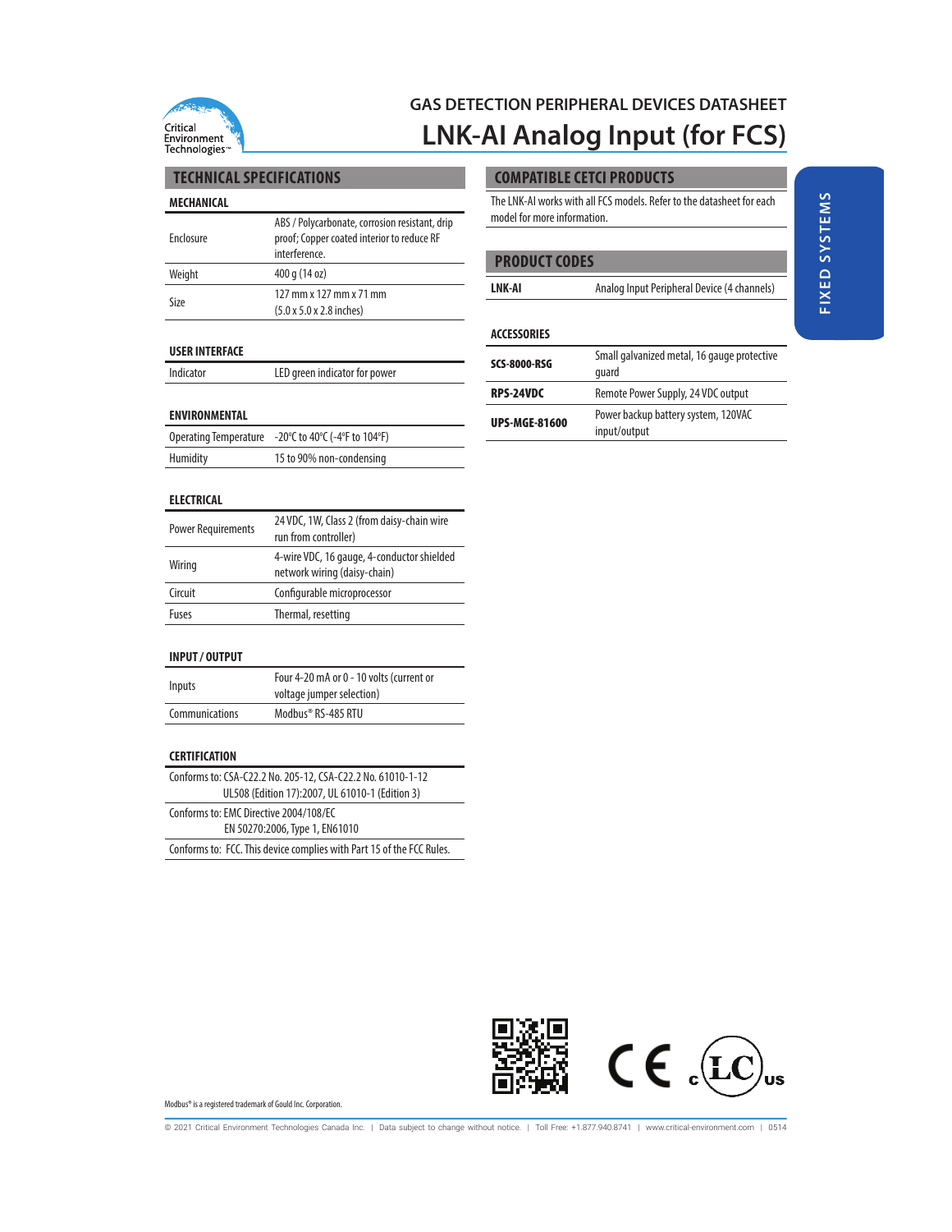# GAS DETECTION PERIPHERAL DEVICES DATASHEET

# LNK-AI Analog Input (for FCS)

## TECHNICAL SPECIFICATIONS

### MECHANICAL

| | |
|---|---|
| Enclosure | ABS / Polycarbonate, corrosion resistant, drip proof; Copper coated interior to reduce RF interference. |
| Weight | 400 g (14 oz) |
| Size | 127 mm x 127 mm x 71 mm (5.0 x 5.0 x 2.8 inches) |

### USER INTERFACE

| | |
|---|---|
| Indicator | LED green indicator for power |

### ENVIRONMENTAL

| | |
|---|---|
| Operating Temperature | -20ºC to 40ºC (-4ºF to 104ºF) |
| Humidity | 15 to 90% non-condensing |

### ELECTRICAL

| | |
|---|---|
| Power Requirements | 24 VDC, 1W, Class 2 (from daisy-chain wire run from controller) |
| Wiring | 4-wire VDC, 16 gauge, 4-conductor shielded network wiring (daisy-chain) |
| Circuit | Configurable microprocessor |
| Fuses | Thermal, resetting |

### INPUT / OUTPUT

| | |
|---|---|
| Inputs | Four 4-20 mA or 0 - 10 volts (current or voltage jumper selection) |
| Communications | Modbus® RS-485 RTU |

### CERTIFICATION

Conforms to: CSA-C22.2 No. 205-12, CSA-C22.2 No. 61010-1-12
UL508 (Edition 17):2007, UL 61010-1 (Edition 3)

Conforms to: EMC Directive 2004/108/EC
EN 50270:2006, Type 1, EN61010

Conforms to: FCC. This device complies with Part 15 of the FCC Rules.

## COMPATIBLE CETCI PRODUCTS

The LNK-AI works with all FCS models. Refer to the datasheet for each model for more information.

## PRODUCT CODES

| | |
|---|---|
| **LNK-AI** | Analog Input Peripheral Device (4 channels) |

### ACCESSORIES

| | |
|---|---|
| **SCS-8000-RSG** | Small galvanized metal, 16 gauge protective guard |
| **RPS-24VDC** | Remote Power Supply, 24 VDC output |
| **UPS-MGE-81600** | Power backup battery system, 120VAC input/output |

FIXED SYSTEMS

Modbus® is a registered trademark of Gould Inc. Corporation.

© 2021 Critical Environment Technologies Canada Inc. | Data subject to change without notice. | Toll Free: +1.877.940.8741 | www.critical-environment.com | 0514